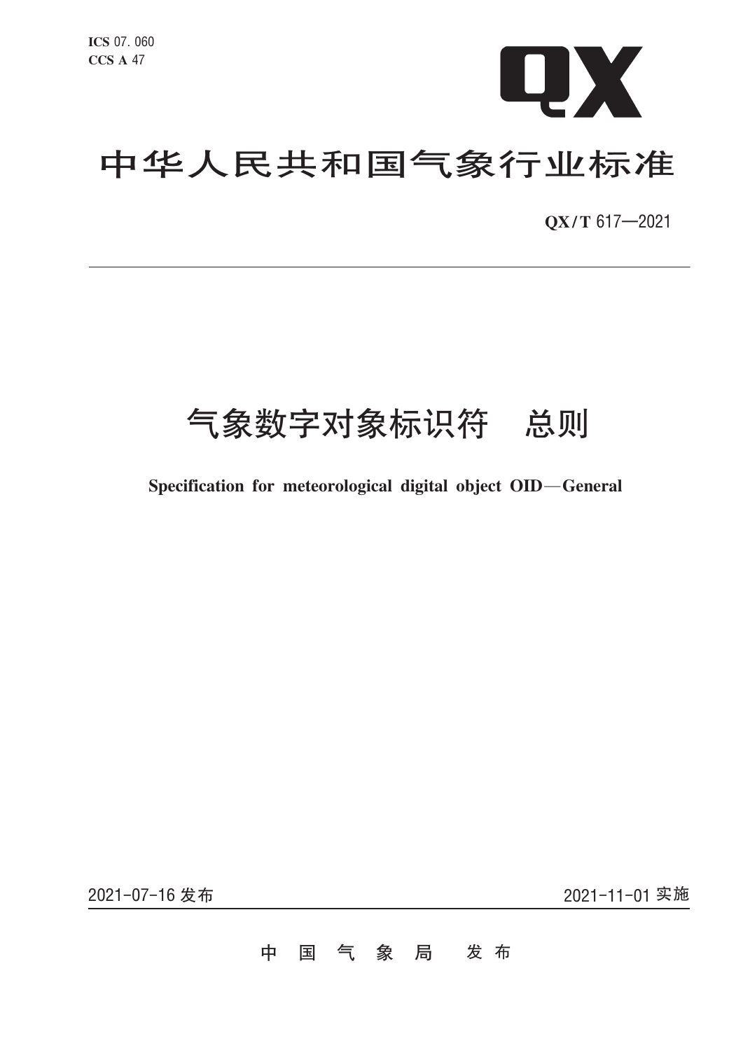ICS 07.060
CCS A 47

QX

# 中华人民共和国气象行业标准

QX/T 617—2021

# 气象数字对象标识符　总则

**Specification for meteorological digital object OID—General**

2021-07-16 发布　　　　2021-11-01 实施

中 国 气 象 局　发 布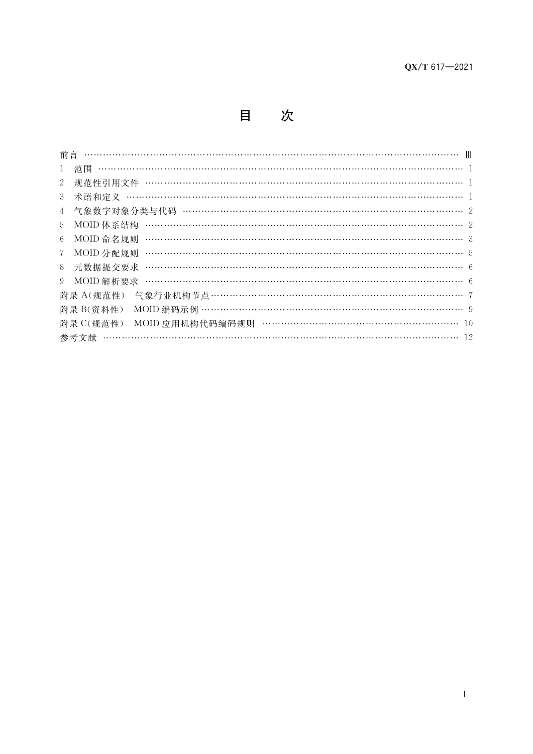# 目　次

前言 …………………………………………………………………………………………………………… Ⅲ
1　范围 ………………………………………………………………………………………………………… 1
2　规范性引用文件 …………………………………………………………………………………………… 1
3　术语和定义 ………………………………………………………………………………………………… 1
4　气象数字对象分类与代码 ………………………………………………………………………………… 2
5　MOID 体系结构 ……………………………………………………………………………………………… 2
6　MOID 命名规则 ……………………………………………………………………………………………… 3
7　MOID 分配规则 ……………………………………………………………………………………………… 5
8　元数据提交要求 …………………………………………………………………………………………… 6
9　MOID 解析要求 ……………………………………………………………………………………………… 6
附录 A(规范性)　气象行业机构节点……………………………………………………………………… 7
附录 B(资料性)　MOID 编码示例 ………………………………………………………………………… 9
附录 C(规范性)　MOID 应用机构代码编码规则 ……………………………………………………… 10
参考文献 ……………………………………………………………………………………………………… 12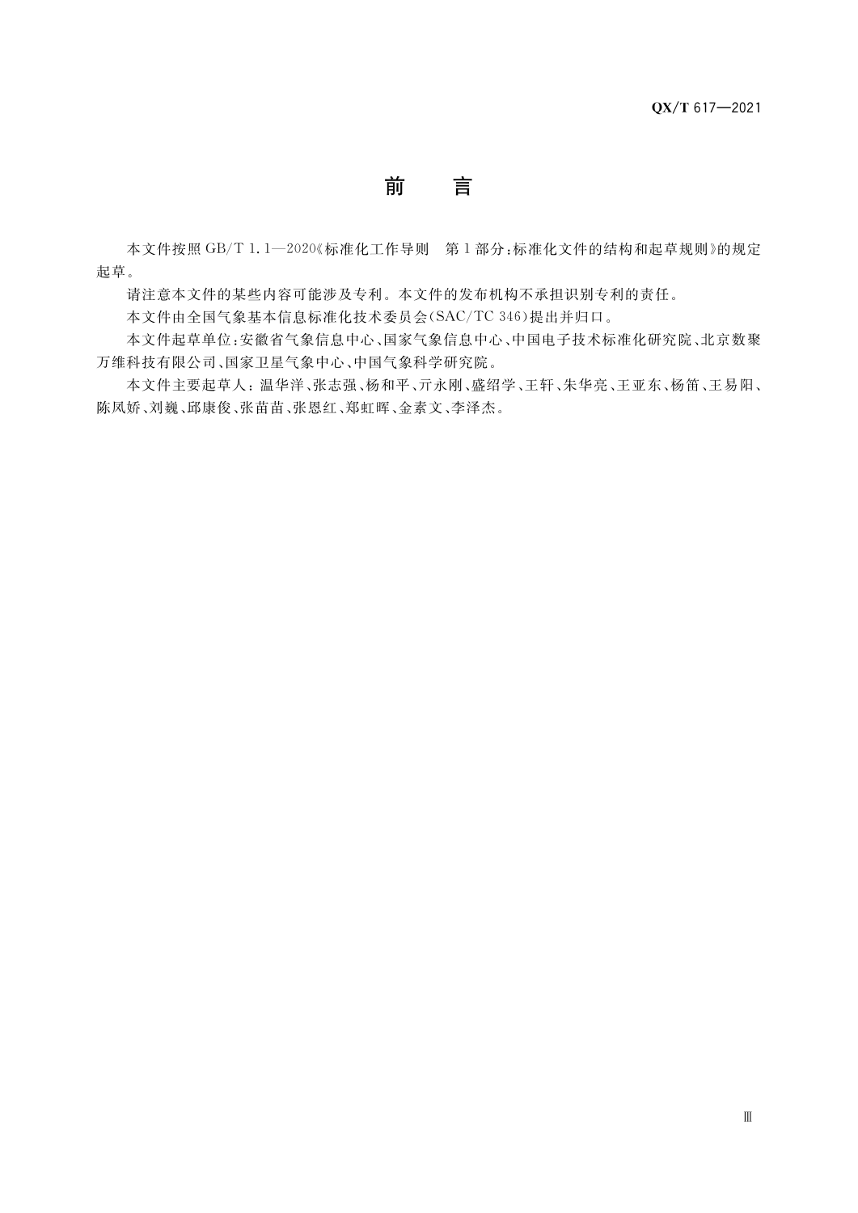# 前　言

本文件按照 GB/T 1.1—2020《标准化工作导则　第1部分：标准化文件的结构和起草规则》的规定起草。

请注意本文件的某些内容可能涉及专利。本文件的发布机构不承担识别专利的责任。

本文件由全国气象基本信息标准化技术委员会（SAC/TC 346）提出并归口。

本文件起草单位：安徽省气象信息中心、国家气象信息中心、中国电子技术标准化研究院、北京数聚万维科技有限公司、国家卫星气象中心、中国气象科学研究院。

本文件主要起草人：温华洋、张志强、杨和平、亓永刚、盛绍学、王轩、朱华亮、王亚东、杨笛、王易阳、陈凤娇、刘巍、邱康俊、张苗苗、张恩红、郑虹晖、金素文、李泽杰。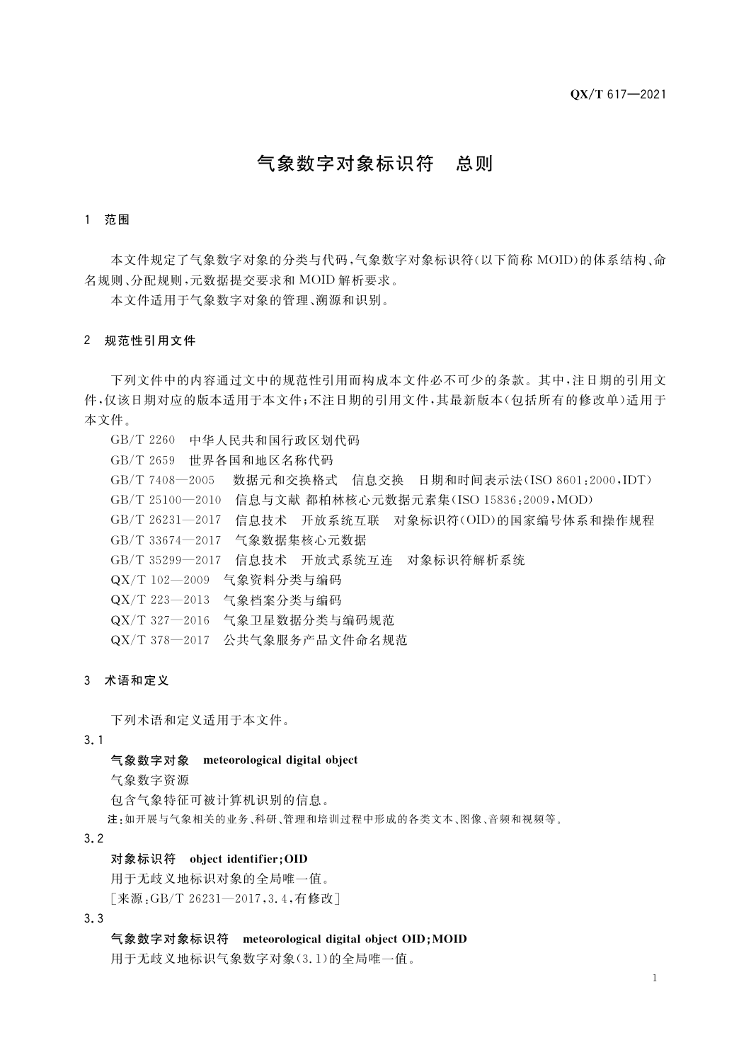# 气象数字对象标识符　总则

## 1　范围

本文件规定了气象数字对象的分类与代码，气象数字对象标识符（以下简称 MOID）的体系结构、命名规则、分配规则，元数据提交要求和 MOID 解析要求。

本文件适用于气象数字对象的管理、溯源和识别。

## 2　规范性引用文件

下列文件中的内容通过文中的规范性引用而构成本文件必不可少的条款。其中，注日期的引用文件，仅该日期对应的版本适用于本文件；不注日期的引用文件，其最新版本（包括所有的修改单）适用于本文件。

GB/T 2260　中华人民共和国行政区划代码

GB/T 2659　世界各国和地区名称代码

GB/T 7408—2005　数据元和交换格式　信息交换　日期和时间表示法（ISO 8601:2000，IDT）

GB/T 25100—2010　信息与文献 都柏林核心元数据元素集（ISO 15836:2009，MOD）

GB/T 26231—2017　信息技术　开放系统互联　对象标识符（OID）的国家编号体系和操作规程

GB/T 33674—2017　气象数据集核心元数据

GB/T 35299—2017　信息技术　开放式系统互连　对象标识符解析系统

QX/T 102—2009　气象资料分类与编码

QX/T 223—2013　气象档案分类与编码

QX/T 327—2016　气象卫星数据分类与编码规范

QX/T 378—2017　公共气象服务产品文件命名规范

## 3　术语和定义

下列术语和定义适用于本文件。

### 3.1

**气象数字对象　meteorological digital object**

气象数字资源

包含气象特征可被计算机识别的信息。

注：如开展与气象相关的业务、科研、管理和培训过程中形成的各类文本、图像、音频和视频等。

### 3.2

**对象标识符　object identifier；OID**

用于无歧义地标识对象的全局唯一值。

[来源：GB/T 26231—2017，3.4，有修改]

### 3.3

**气象数字对象标识符　meteorological digital object OID；MOID**

用于无歧义地标识气象数字对象（3.1）的全局唯一值。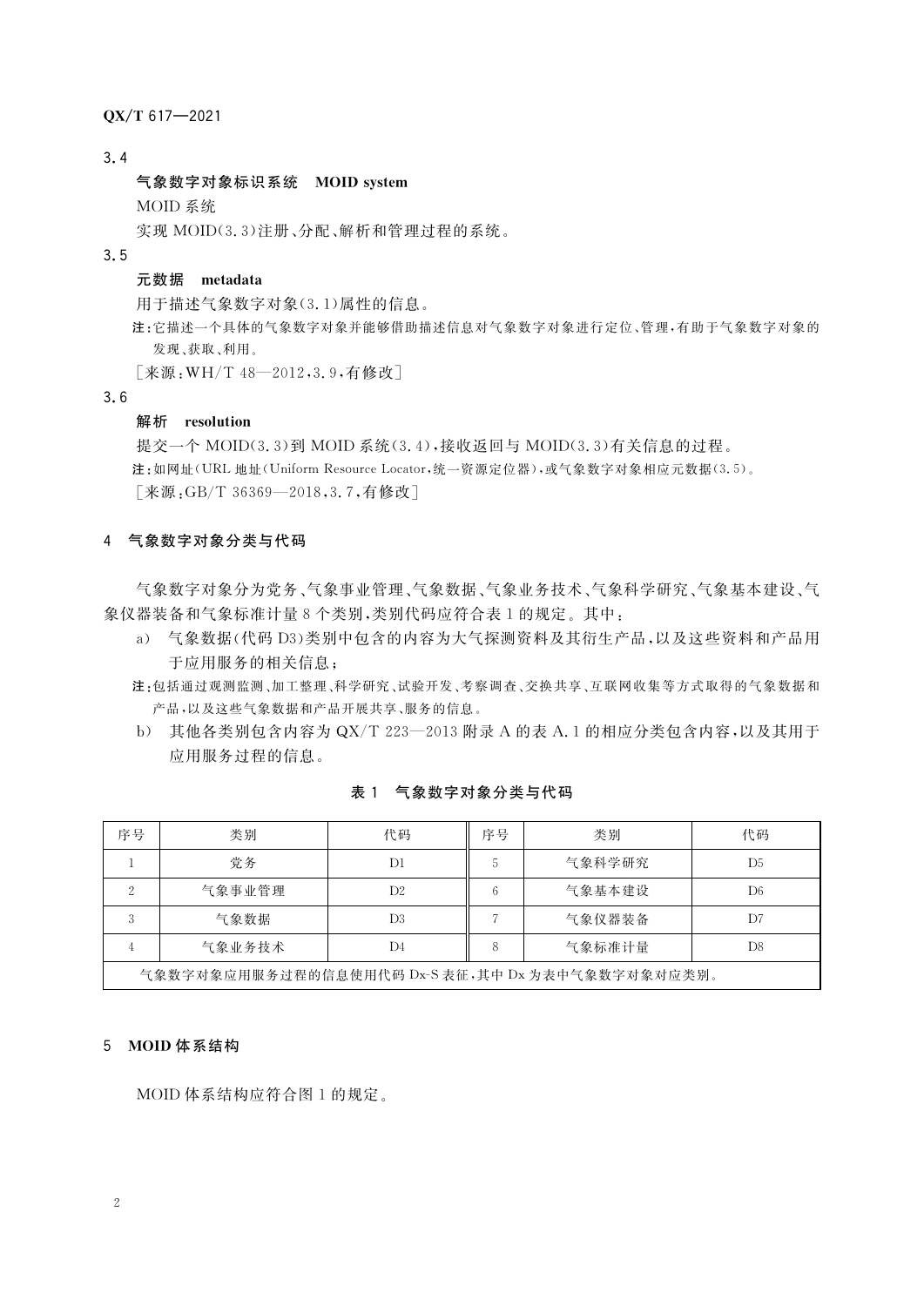3.4

**气象数字对象标识系统　MOID system**

MOID 系统

实现 MOID(3.3)注册、分配、解析和管理过程的系统。

3.5

**元数据　metadata**

用于描述气象数字对象(3.1)属性的信息。

注:它描述一个具体的气象数字对象并能够借助描述信息对气象数字对象进行定位、管理,有助于气象数字对象的发现、获取、利用。

[来源:WH/T 48—2012,3.9,有修改]

3.6

**解析　resolution**

提交一个 MOID(3.3)到 MOID 系统(3.4),接收返回与 MOID(3.3)有关信息的过程。

注:如网址(URL 地址(Uniform Resource Locator,统一资源定位器),或气象数字对象相应元数据(3.5)。

[来源:GB/T 36369—2018,3.7,有修改]

## 4　气象数字对象分类与代码

气象数字对象分为党务、气象事业管理、气象数据、气象业务技术、气象科学研究、气象基本建设、气象仪器装备和气象标准计量 8 个类别,类别代码应符合表 1 的规定。其中:

a)　气象数据(代码 D3)类别中包含的内容为大气探测资料及其衍生产品,以及这些资料和产品用于应用服务的相关信息;

注:包括通过观测监测、加工整理、科学研究、试验开发、考察调查、交换共享、互联网收集等方式取得的气象数据和产品,以及这些气象数据和产品开展共享、服务的信息。

b)　其他各类别包含内容为 QX/T 223—2013 附录 A 的表 A.1 的相应分类包含内容,以及其用于应用服务过程的信息。

**表 1　气象数字对象分类与代码**

| 序号 | 类别 | 代码 | 序号 | 类别 | 代码 |
|---|---|---|---|---|---|
| 1 | 党务 | D1 | 5 | 气象科学研究 | D5 |
| 2 | 气象事业管理 | D2 | 6 | 气象基本建设 | D6 |
| 3 | 气象数据 | D3 | 7 | 气象仪器装备 | D7 |
| 4 | 气象业务技术 | D4 | 8 | 气象标准计量 | D8 |
| 气象数字对象应用服务过程的信息使用代码 Dx-S 表征,其中 Dx 为表中气象数字对象对应类别。 | | | | | |

## 5　MOID 体系结构

MOID 体系结构应符合图 1 的规定。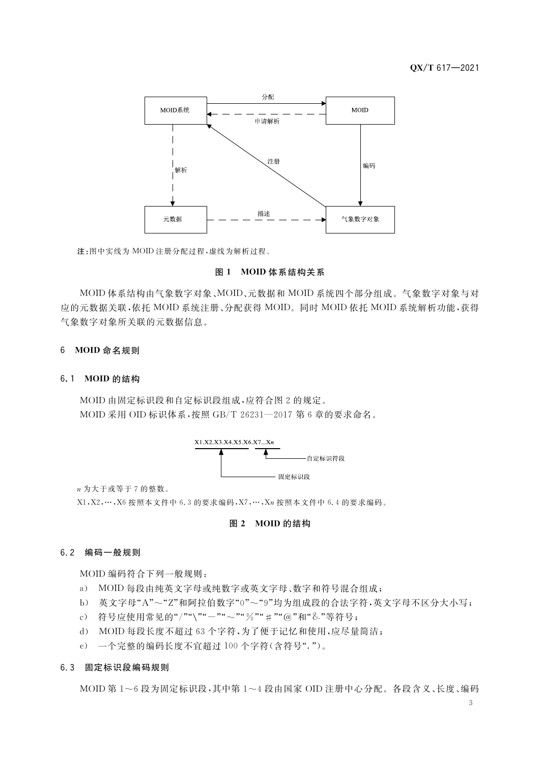注：图中实线为 MOID 注册分配过程，虚线为解析过程。

**图 1 MOID 体系结构关系**

MOID 体系结构由气象数字对象、MOID、元数据和 MOID 系统四个部分组成。气象数字对象与对应的元数据关联，依托 MOID 系统注册、分配获得 MOID。同时 MOID 依托 MOID 系统解析功能，获得气象数字对象所关联的元数据信息。

## 6 MOID 命名规则

### 6.1 MOID 的结构

MOID 由固定标识段和自定标识段组成，应符合图 2 的规定。

MOID 采用 OID 标识体系，按照 GB/T 26231—2017 第 6 章的要求命名。

X1.X2.X3.X4.X5.X6.X7...X*n*

自定标识符段

固定标识段

*n* 为大于或等于 7 的整数。

X1，X2，…，X6 按照本文件中 6.3 的要求编码，X7，…，X*n* 按照本文件中 6.4 的要求编码。

**图 2 MOID 的结构**

### 6.2 编码一般规则

MOID 编码符合下列一般规则：

a) MOID 每段由纯英文字母或纯数字或英文字母、数字和符号混合组成；

b) 英文字母“A”～“Z”和阿拉伯数字“0”～“9”均为组成段的合法字符，英文字母不区分大小写；

c) 符号应使用常见的“/”“\”“－”“～”“%”“#”“@”和“&”等符号；

d) MOID 每段长度不超过 63 个字符，为了便于记忆和使用，应尽量简洁；

e) 一个完整的编码长度不宜超过 100 个字符（含符号“.”）。

### 6.3 固定标识段编码规则

MOID 第 1～6 段为固定标识段，其中第 1～4 段由国家 OID 注册中心分配。各段含义、长度、编码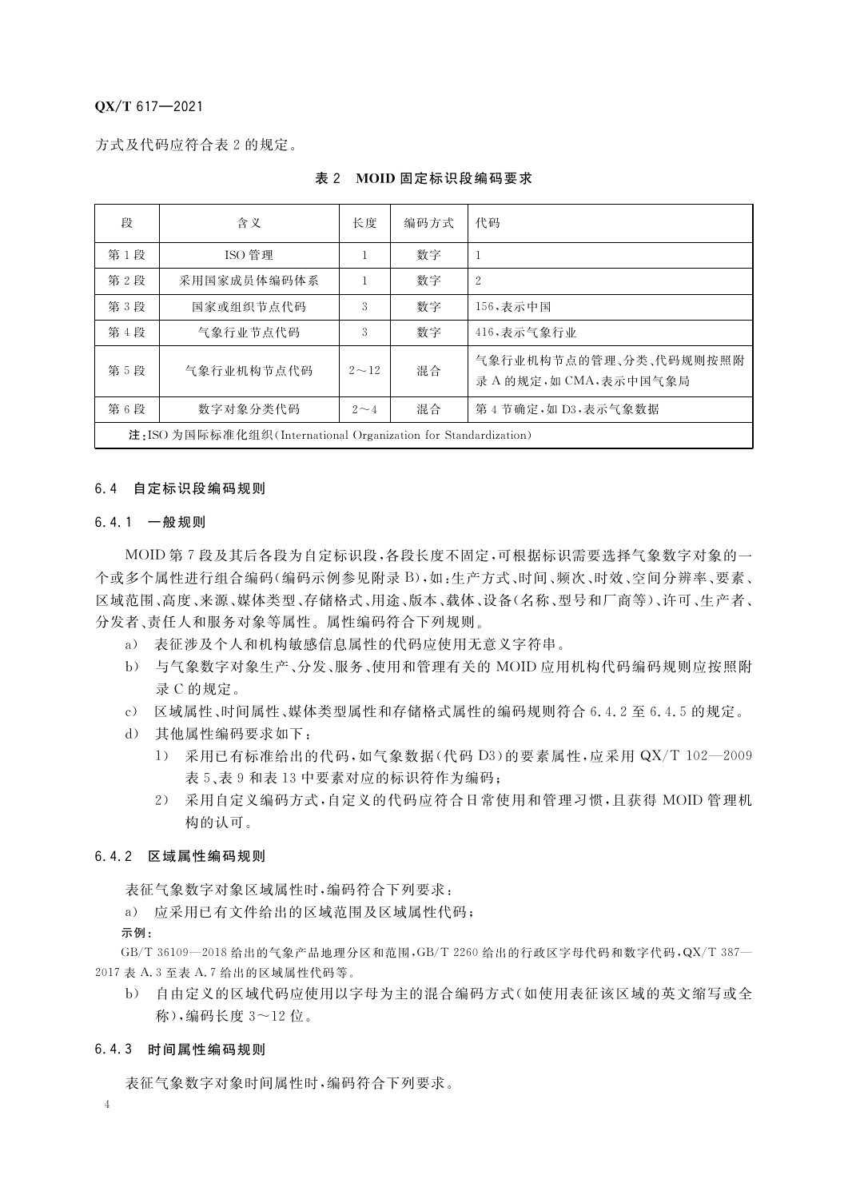方式及代码应符合表 2 的规定。

**表 2 MOID 固定标识段编码要求**

| 段 | 含义 | 长度 | 编码方式 | 代码 |
|---|---|---|---|---|
| 第 1 段 | ISO 管理 | 1 | 数字 | 1 |
| 第 2 段 | 采用国家成员体编码体系 | 1 | 数字 | 2 |
| 第 3 段 | 国家或组织节点代码 | 3 | 数字 | 156，表示中国 |
| 第 4 段 | 气象行业节点代码 | 3 | 数字 | 416，表示气象行业 |
| 第 5 段 | 气象行业机构节点代码 | 2～12 | 混合 | 气象行业机构节点的管理、分类、代码规则按照附录 A 的规定，如 CMA，表示中国气象局 |
| 第 6 段 | 数字对象分类代码 | 2～4 | 混合 | 第 4 节确定，如 D3，表示气象数据 |
| **注**：ISO 为国际标准化组织（International Organization for Standardization） | | | | |

### 6.4 自定标识段编码规则

#### 6.4.1 一般规则

MOID 第 7 段及其后各段为自定标识段，各段长度不固定，可根据标识需要选择气象数字对象的一个或多个属性进行组合编码（编码示例参见附录 B），如：生产方式、时间、频次、时效、空间分辨率、要素、区域范围、高度、来源、媒体类型、存储格式、用途、版本、载体、设备（名称、型号和厂商等）、许可、生产者、分发者、责任人和服务对象等属性。属性编码符合下列规则。

a) 表征涉及个人和机构敏感信息属性的代码应使用无意义字符串。

b) 与气象数字对象生产、分发、服务、使用和管理有关的 MOID 应用机构代码编码规则应按照附录 C 的规定。

c) 区域属性、时间属性、媒体类型属性和存储格式属性的编码规则符合 6.4.2 至 6.4.5 的规定。

d) 其他属性编码要求如下：

1) 采用已有标准给出的代码，如气象数据（代码 D3）的要素属性，应采用 QX/T 102—2009 表 5、表 9 和表 13 中要素对应的标识符作为编码；

2) 采用自定义编码方式，自定义的代码应符合日常使用和管理习惯，且获得 MOID 管理机构的认可。

#### 6.4.2 区域属性编码规则

表征气象数字对象区域属性时，编码符合下列要求：

a) 应采用已有文件给出的区域范围及区域属性代码；

示例：

GB/T 36109—2018 给出的气象产品地理分区和范围，GB/T 2260 给出的行政区字母代码和数字代码，QX/T 387—2017 表 A.3 至表 A.7 给出的区域属性代码等。

b) 自由自定义的区域代码应使用以字母为主的混合编码方式（如使用表征该区域的英文缩写或全称），编码长度 3～12 位。

#### 6.4.3 时间属性编码规则

表征气象数字对象时间属性时，编码符合下列要求。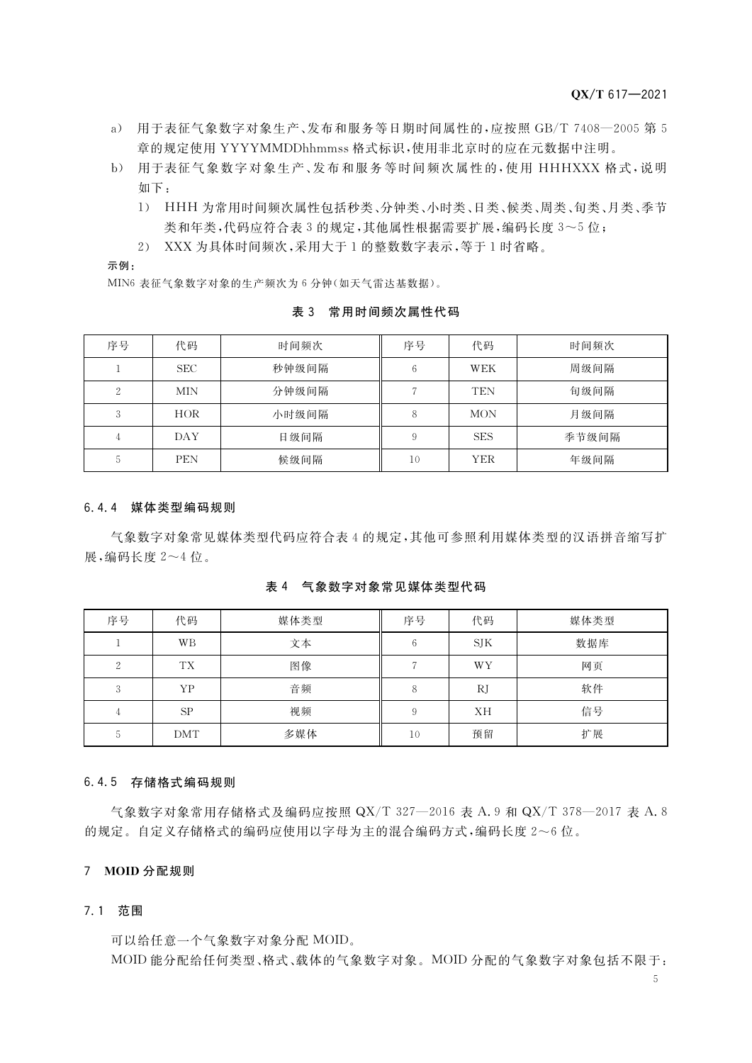a) 用于表征气象数字对象生产、发布和服务等日期时间属性的，应按照 GB/T 7408—2005 第 5 章的规定使用 YYYYMMDDhhmmss 格式标识，使用非北京时的应在元数据中注明。

b) 用于表征气象数字对象生产、发布和服务等时间频次属性的，使用 HHHXXX 格式，说明如下：

  1) HHH 为常用时间频次属性包括秒类、分钟类、小时类、日类、候类、周类、旬类、月类、季节类和年类，代码应符合表 3 的规定，其他属性根据需要扩展，编码长度 3～5 位；

  2) XXX 为具体时间频次，采用大于 1 的整数数字表示，等于 1 时省略。

**示例：**

MIN6 表征气象数字对象的生产频次为 6 分钟（如天气雷达基数据）。

**表 3　常用时间频次属性代码**

| 序号 | 代码 | 时间频次 | 序号 | 代码 | 时间频次 |
|---|---|---|---|---|---|
| 1 | SEC | 秒钟级间隔 | 6 | WEK | 周级间隔 |
| 2 | MIN | 分钟级间隔 | 7 | TEN | 旬级间隔 |
| 3 | HOR | 小时级间隔 | 8 | MON | 月级间隔 |
| 4 | DAY | 日级间隔 | 9 | SES | 季节级间隔 |
| 5 | PEN | 候级间隔 | 10 | YER | 年级间隔 |

### 6.4.4　媒体类型编码规则

气象数字对象常见媒体类型代码应符合表 4 的规定，其他可参照利用媒体类型的汉语拼音缩写扩展，编码长度 2～4 位。

**表 4　气象数字对象常见媒体类型代码**

| 序号 | 代码 | 媒体类型 | 序号 | 代码 | 媒体类型 |
|---|---|---|---|---|---|
| 1 | WB | 文本 | 6 | SJK | 数据库 |
| 2 | TX | 图像 | 7 | WY | 网页 |
| 3 | YP | 音频 | 8 | RJ | 软件 |
| 4 | SP | 视频 | 9 | XH | 信号 |
| 5 | DMT | 多媒体 | 10 | 预留 | 扩展 |

### 6.4.5　存储格式编码规则

气象数字对象常用存储格式及编码应按照 QX/T 327—2016 表 A.9 和 QX/T 378—2017 表 A.8 的规定。自定义存储格式的编码应使用以字母为主的混合编码方式，编码长度 2～6 位。

## 7　MOID 分配规则

### 7.1　范围

可以给任意一个气象数字对象分配 MOID。

MOID 能分配给任何类型、格式、载体的气象数字对象。MOID 分配的气象数字对象包括不限于：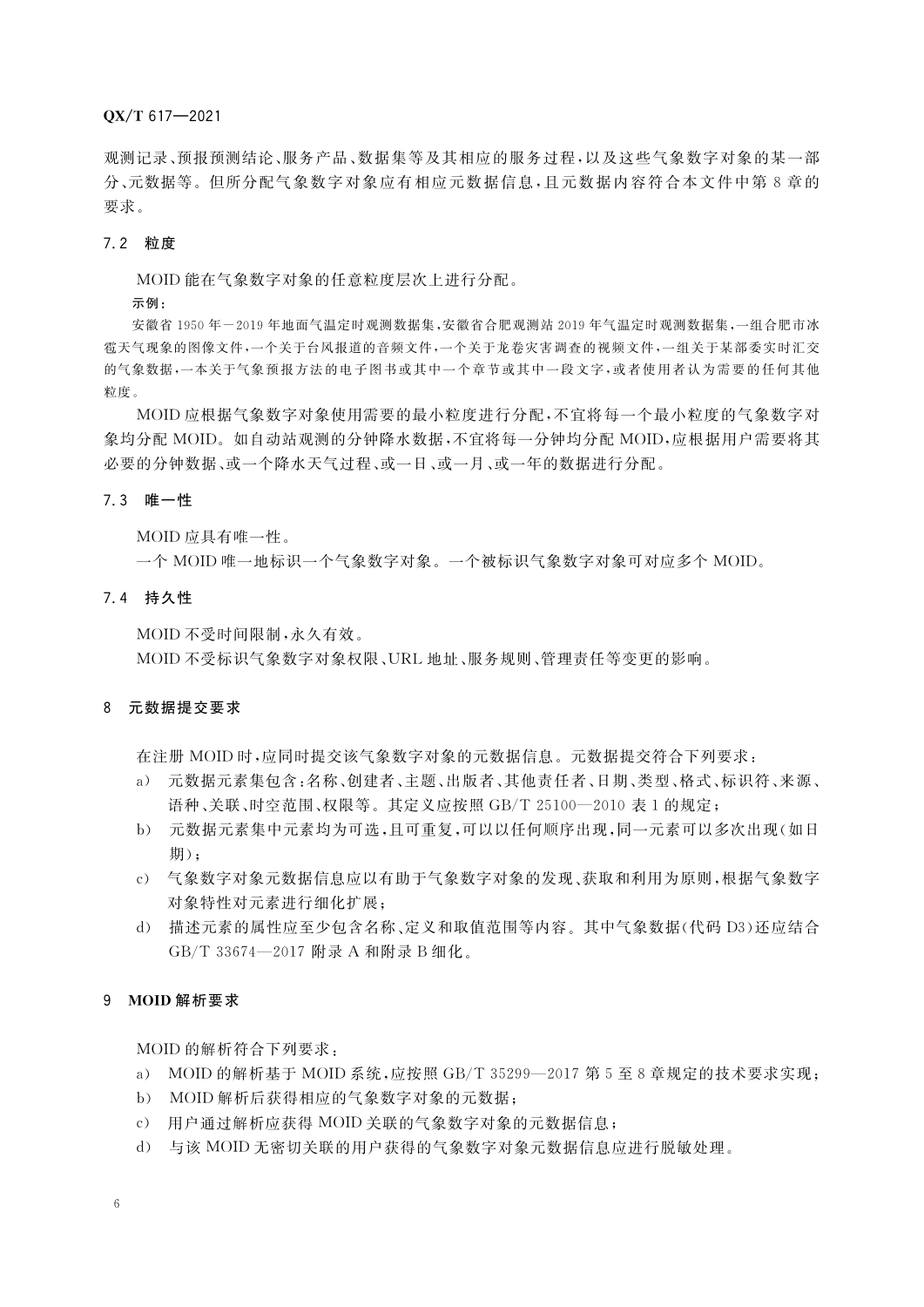观测记录、预报预测结论、服务产品、数据集等及其相应的服务过程，以及这些气象数字对象的某一部分、元数据等。但所分配气象数字对象应有相应元数据信息，且元数据内容符合本文件中第8章的要求。

### 7.2 粒度

MOID能在气象数字对象的任意粒度层次上进行分配。

示例：

安徽省1950年－2019年地面气温定时观测数据集，安徽省合肥观测站2019年气温定时观测数据集，一组合肥市冰雹天气现象的图像文件，一个关于台风报道的音频文件，一个关于龙卷灾害调查的视频文件，一组关于某部委实时汇交的气象数据，一本关于气象预报方法的电子图书或其中一个章节或其中一段文字，或者使用者认为需要的任何其他粒度。

MOID应根据气象数字对象使用需要的最小粒度进行分配，不宜将每一个最小粒度的气象数字对象均分配MOID。如自动站观测的分钟降水数据，不宜将每一分钟均分配MOID，应根据用户需要将其必要的分钟数据、或一个降水天气过程、或一日、或一月、或一年的数据进行分配。

### 7.3 唯一性

MOID应具有唯一性。

一个MOID唯一地标识一个气象数字对象。一个被标识气象数字对象可对应多个MOID。

### 7.4 持久性

MOID不受时间限制，永久有效。

MOID不受标识气象数字对象权限、URL地址、服务规则、管理责任等变更的影响。

## 8 元数据提交要求

在注册MOID时，应同时提交该气象数字对象的元数据信息。元数据提交符合下列要求：

a) 元数据元素集包含：名称、创建者、主题、出版者、其他责任者、日期、类型、格式、标识符、来源、语种、关联、时空范围、权限等。其定义应按照GB/T 25100—2010表1的规定；
b) 元数据元素集中元素均为可选，且可重复，可以以任何顺序出现，同一元素可以多次出现（如日期）；
c) 气象数字对象元数据信息应以有助于气象数字对象的发现、获取和利用为原则，根据气象数字对象特性对元素进行细化扩展；
d) 描述元素的属性应至少包含名称、定义和取值范围等内容。其中气象数据（代码D3）还应结合GB/T 33674—2017附录A和附录B细化。

## 9 MOID解析要求

MOID的解析符合下列要求：

a) MOID的解析基于MOID系统，应按照GB/T 35299—2017第5至8章规定的技术要求实现；
b) MOID解析后获得相应的气象数字对象的元数据；
c) 用户通过解析应获得MOID关联的气象数字对象的元数据信息；
d) 与该MOID无密切关联的用户获得的气象数字对象元数据信息应进行脱敏处理。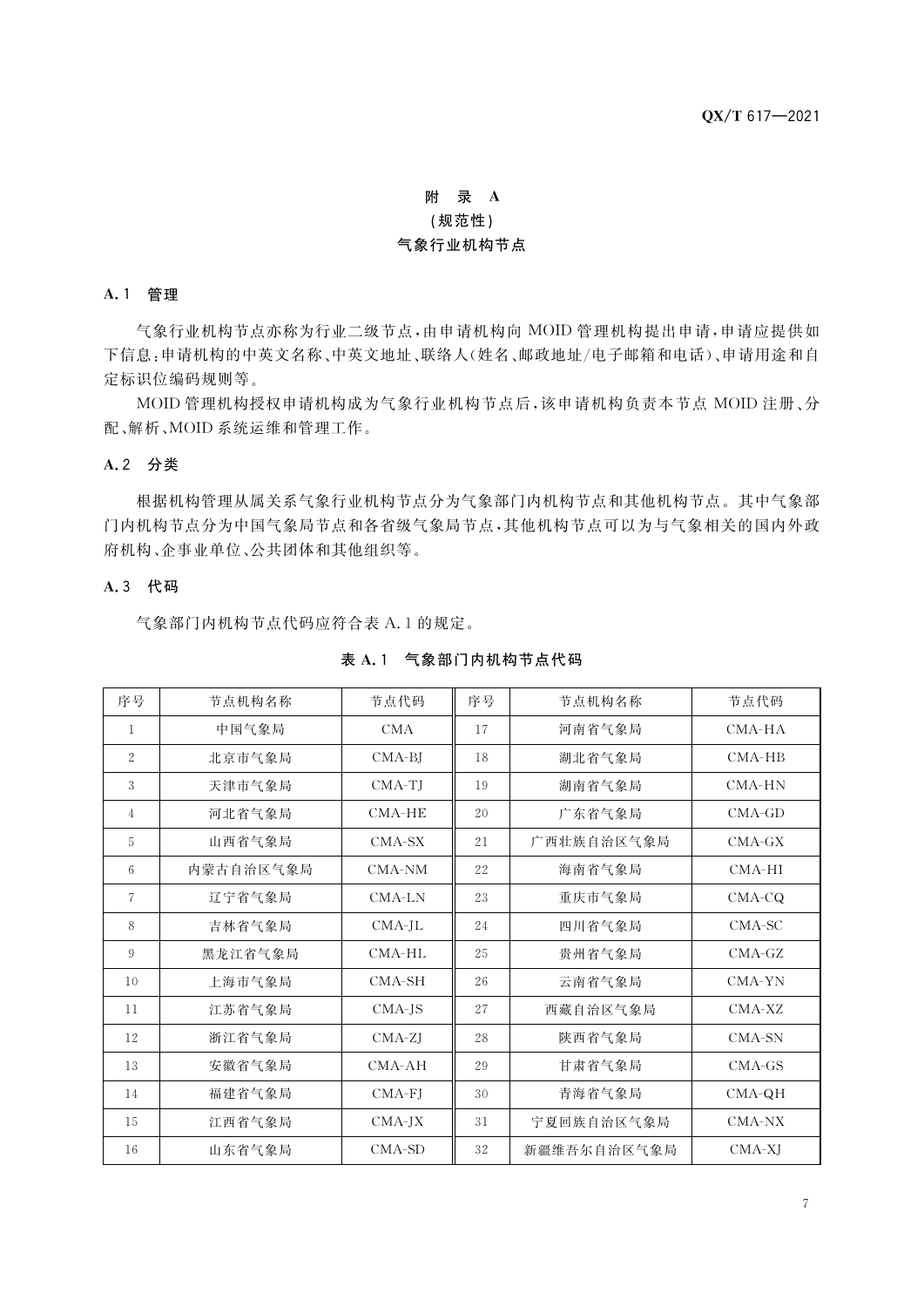# 附 录 A
## (规范性)
## 气象行业机构节点

### A.1 管理

气象行业机构节点亦称为行业二级节点,由申请机构向 MOID 管理机构提出申请,申请应提供如下信息:申请机构的中英文名称、中英文地址、联络人(姓名、邮政地址/电子邮箱和电话)、申请用途和自定标识位编码规则等。

MOID 管理机构授权申请机构成为气象行业机构节点后,该申请机构负责本节点 MOID 注册、分配、解析、MOID 系统运维和管理工作。

### A.2 分类

根据机构管理从属关系气象行业机构节点分为气象部门内机构节点和其他机构节点。其中气象部门内机构节点分为中国气象局节点和各省级气象局节点,其他机构节点可以为与气象相关的国内外政府机构、企事业单位、公共团体和其他组织等。

### A.3 代码

气象部门内机构节点代码应符合表 A.1 的规定。

**表 A.1 气象部门内机构节点代码**

| 序号 | 节点机构名称 | 节点代码 | 序号 | 节点机构名称 | 节点代码 |
|---|---|---|---|---|---|
| 1 | 中国气象局 | CMA | 17 | 河南省气象局 | CMA-HA |
| 2 | 北京市气象局 | CMA-BJ | 18 | 湖北省气象局 | CMA-HB |
| 3 | 天津市气象局 | CMA-TJ | 19 | 湖南省气象局 | CMA-HN |
| 4 | 河北省气象局 | CMA-HE | 20 | 广东省气象局 | CMA-GD |
| 5 | 山西省气象局 | CMA-SX | 21 | 广西壮族自治区气象局 | CMA-GX |
| 6 | 内蒙古自治区气象局 | CMA-NM | 22 | 海南省气象局 | CMA-HI |
| 7 | 辽宁省气象局 | CMA-LN | 23 | 重庆市气象局 | CMA-CQ |
| 8 | 吉林省气象局 | CMA-JL | 24 | 四川省气象局 | CMA-SC |
| 9 | 黑龙江省气象局 | CMA-HL | 25 | 贵州省气象局 | CMA-GZ |
| 10 | 上海市气象局 | CMA-SH | 26 | 云南省气象局 | CMA-YN |
| 11 | 江苏省气象局 | CMA-JS | 27 | 西藏自治区气象局 | CMA-XZ |
| 12 | 浙江省气象局 | CMA-ZJ | 28 | 陕西省气象局 | CMA-SN |
| 13 | 安徽省气象局 | CMA-AH | 29 | 甘肃省气象局 | CMA-GS |
| 14 | 福建省气象局 | CMA-FJ | 30 | 青海省气象局 | CMA-QH |
| 15 | 江西省气象局 | CMA-JX | 31 | 宁夏回族自治区气象局 | CMA-NX |
| 16 | 山东省气象局 | CMA-SD | 32 | 新疆维吾尔自治区气象局 | CMA-XJ |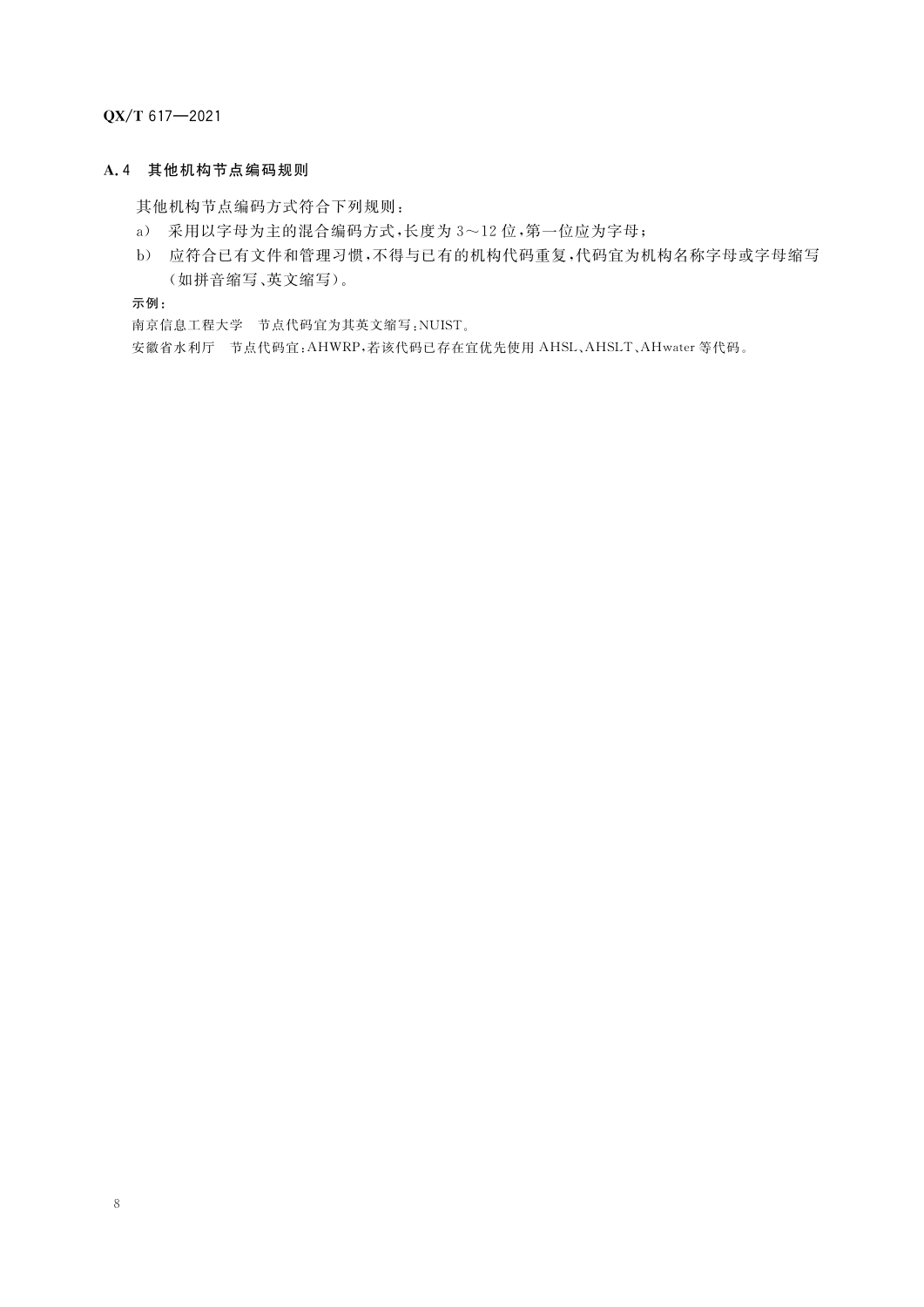### A.4　其他机构节点编码规则

其他机构节点编码方式符合下列规则：

a）　采用以字母为主的混合编码方式，长度为 3～12 位，第一位应为字母；

b）　应符合已有文件和管理习惯，不得与已有的机构代码重复，代码宜为机构名称字母或字母缩写（如拼音缩写、英文缩写）。

示例：

南京信息工程大学　节点代码宜为其英文缩写：NUIST。

安徽省水利厅　节点代码宜：AHWRP，若该代码已存在宜优先使用 AHSL、AHSLT、AHwater 等代码。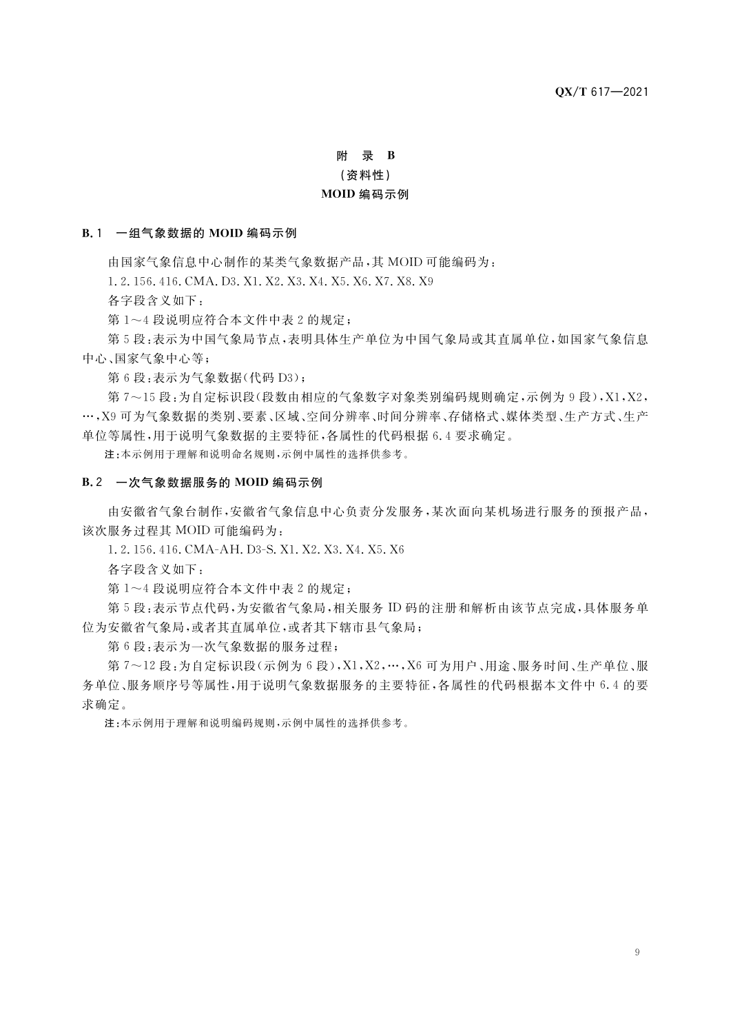# 附 录 B

（资料性）

# MOID 编码示例

## B.1 一组气象数据的 MOID 编码示例

由国家气象信息中心制作的某类气象数据产品，其 MOID 可能编码为：

1.2.156.416.CMA.D3.X1.X2.X3.X4.X5.X6.X7.X8.X9

各字段含义如下：

第 1～4 段说明应符合本文件中表 2 的规定；

第 5 段：表示为中国气象局节点，表明具体生产单位为中国气象局或其直属单位，如国家气象信息中心、国家气象中心等；

第 6 段：表示为气象数据(代码 D3)；

第 7～15 段：为自定标识段(段数由相应的气象数字对象类别编码规则确定，示例为 9 段)，X1，X2，…，X9 可为气象数据的类别、要素、区域、空间分辨率、时间分辨率、存储格式、媒体类型、生产方式、生产单位等属性，用于说明气象数据的主要特征，各属性的代码根据 6.4 要求确定。

注：本示例用于理解和说明命名规则，示例中属性的选择供参考。

## B.2 一次气象数据服务的 MOID 编码示例

由安徽省气象台制作，安徽省气象信息中心负责分发服务，某次面向某机场进行服务的预报产品，该次服务过程其 MOID 可能编码为：

1.2.156.416.CMA-AH.D3-S.X1.X2.X3.X4.X5.X6

各字段含义如下：

第 1～4 段说明应符合本文件中表 2 的规定；

第 5 段：表示节点代码，为安徽省气象局，相关服务 ID 码的注册和解析由该节点完成，具体服务单位为安徽省气象局，或者其直属单位，或者其下辖市县气象局；

第 6 段：表示为一次气象数据的服务过程；

第 7～12 段：为自定标识段(示例为 6 段)，X1，X2，…，X6 可为用户、用途、服务时间、生产单位、服务单位、服务顺序号等属性，用于说明气象数据服务的主要特征，各属性的代码根据本文件中 6.4 的要求确定。

注：本示例用于理解和说明编码规则，示例中属性的选择供参考。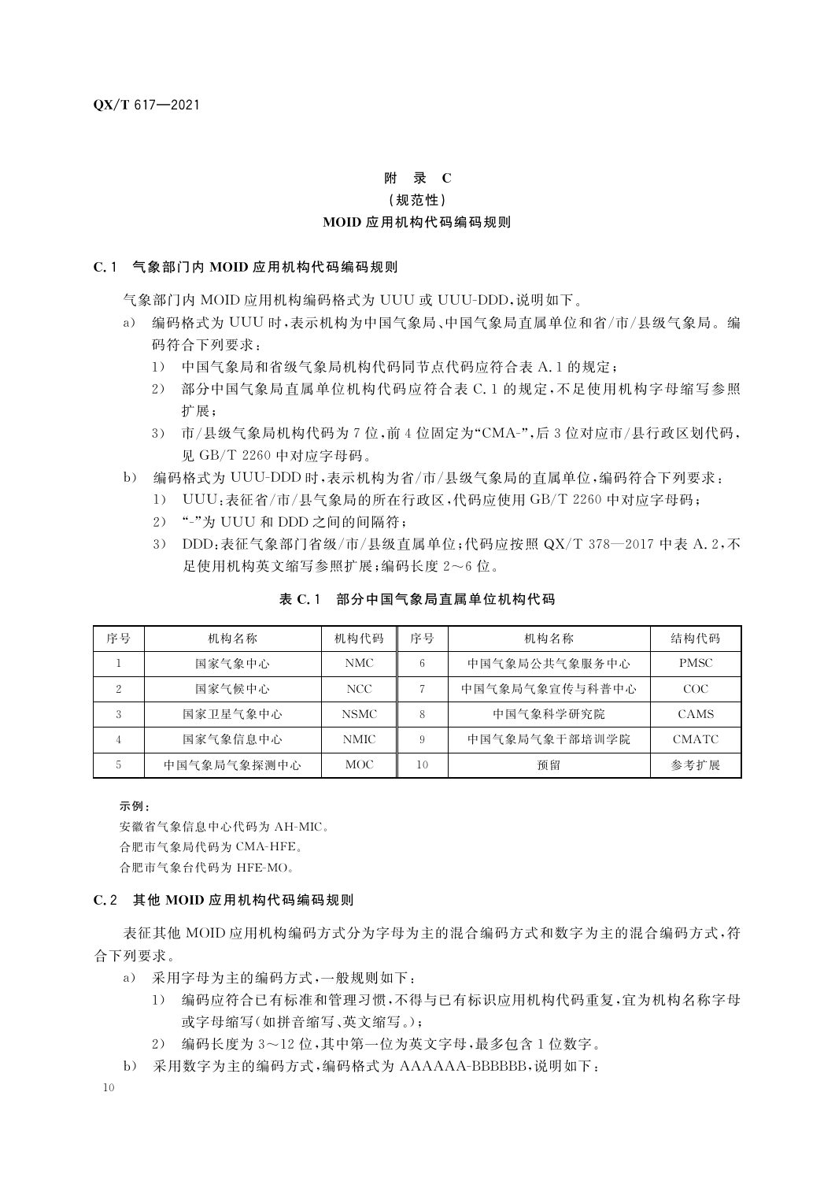# 附 录 C
（规范性）
MOID 应用机构代码编码规则

## C.1 气象部门内 MOID 应用机构代码编码规则

气象部门内 MOID 应用机构编码格式为 UUU 或 UUU-DDD，说明如下。

a) 编码格式为 UUU 时，表示机构为中国气象局、中国气象局直属单位和省/市/县级气象局。编码符合下列要求：
   1) 中国气象局和省级气象局机构代码同节点代码应符合表 A.1 的规定；
   2) 部分中国气象局直属单位机构代码应符合表 C.1 的规定，不足使用机构字母缩写参照扩展；
   3) 市/县级气象局机构代码为 7 位，前 4 位固定为"CMA-"，后 3 位对应市/县行政区划代码，见 GB/T 2260 中对应字母码。
b) 编码格式为 UUU-DDD 时，表示机构为省/市/县级气象局的直属单位，编码符合下列要求：
   1) UUU：表征省/市/县气象局的所在行政区，代码应使用 GB/T 2260 中对应字母码；
   2) "-"为 UUU 和 DDD 之间的间隔符；
   3) DDD：表征气象部门省级/市/县级直属单位；代码应按照 QX/T 378—2017 中表 A.2，不足使用机构英文缩写参照扩展；编码长度 2～6 位。

**表 C.1 部分中国气象局直属单位机构代码**

| 序号 | 机构名称 | 机构代码 | 序号 | 机构名称 | 结构代码 |
|---|---|---|---|---|---|
| 1 | 国家气象中心 | NMC | 6 | 中国气象局公共气象服务中心 | PMSC |
| 2 | 国家气候中心 | NCC | 7 | 中国气象局气象宣传与科普中心 | COC |
| 3 | 国家卫星气象中心 | NSMC | 8 | 中国气象科学研究院 | CAMS |
| 4 | 国家气象信息中心 | NMIC | 9 | 中国气象局气象干部培训学院 | CMATC |
| 5 | 中国气象局气象探测中心 | MOC | 10 | 预留 | 参考扩展 |

示例：

安徽省气象信息中心代码为 AH-MIC。

合肥市气象局代码为 CMA-HFE。

合肥市气象台代码为 HFE-MO。

## C.2 其他 MOID 应用机构代码编码规则

表征其他 MOID 应用机构编码方式分为字母为主的混合编码方式和数字为主的混合编码方式，符合下列要求。

a) 采用字母为主的编码方式，一般规则如下：
   1) 编码应符合已有标准和管理习惯，不得与已有标识应用机构代码重复，宜为机构名称字母或字母缩写（如拼音缩写、英文缩写。）；
   2) 编码长度为 3～12 位，其中第一位为英文字母，最多包含 1 位数字。
b) 采用数字为主的编码方式，编码格式为 AAAAAA-BBBBBB，说明如下：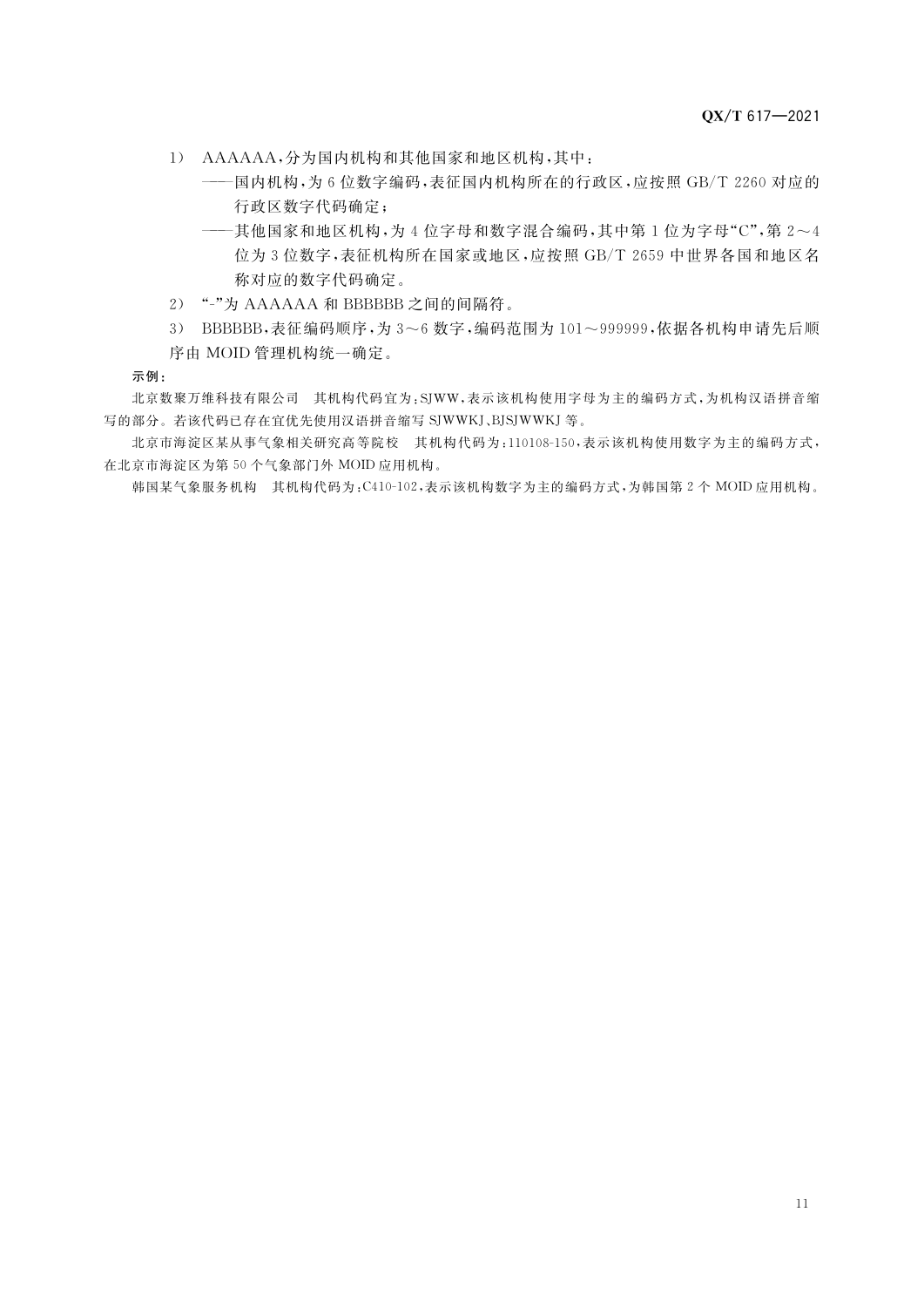1） AAAAAA，分为国内机构和其他国家和地区机构，其中：

——国内机构，为6位数字编码，表征国内机构所在的行政区，应按照GB/T 2260对应的行政区数字代码确定；

——其他国家和地区机构，为4位字母和数字混合编码，其中第1位为字母“C”，第2～4位为3位数字，表征机构所在国家或地区，应按照GB/T 2659中世界各国和地区名称对应的数字代码确定。

2） “-”为AAAAAA和BBBBBB之间的间隔符。

3） BBBBBB，表征编码顺序，为3～6数字，编码范围为101～999999，依据各机构申请先后顺序由MOID管理机构统一确定。

**示例：**

北京数聚万维科技有限公司　其机构代码宜为：SJWW，表示该机构使用字母为主的编码方式，为机构汉语拼音缩写的部分。若该代码已存在宜优先使用汉语拼音缩写SJWWKJ、BJSJWWKJ等。

北京市海淀区某从事气象相关研究高等院校　其机构代码为：110108-150，表示该机构使用数字为主的编码方式，在北京市海淀区为第50个气象部门外MOID应用机构。

韩国某气象服务机构　其机构代码为：C410-102，表示该机构数字为主的编码方式，为韩国第2个MOID应用机构。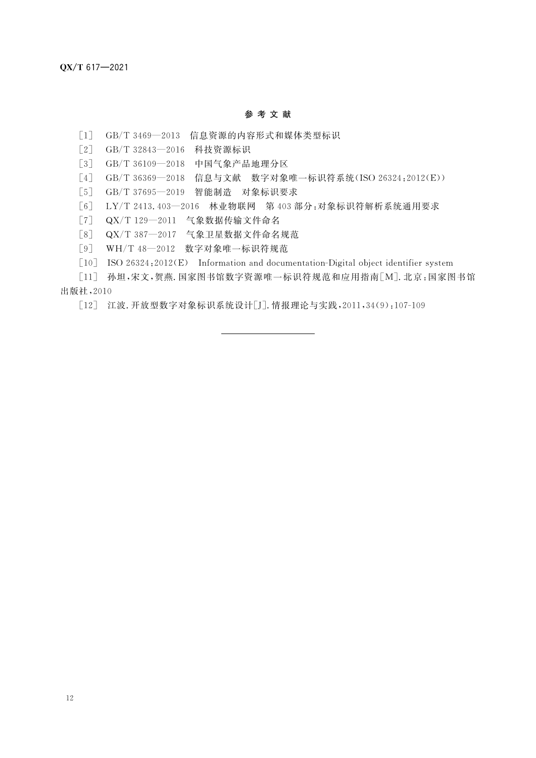## 参 考 文 献

[1] GB/T 3469—2013 信息资源的内容形式和媒体类型标识

[2] GB/T 32843—2016 科技资源标识

[3] GB/T 36109—2018 中国气象产品地理分区

[4] GB/T 36369—2018 信息与文献 数字对象唯一标识符系统(ISO 26324:2012(E))

[5] GB/T 37695—2019 智能制造 对象标识要求

[6] LY/T 2413.403—2016 林业物联网 第403部分:对象标识符解析系统通用要求

[7] QX/T 129—2011 气象数据传输文件命名

[8] QX/T 387—2017 气象卫星数据文件命名规范

[9] WH/T 48—2012 数字对象唯一标识符规范

[10] ISO 26324:2012(E) Information and documentation-Digital object identifier system

[11] 孙坦,宋文,贺燕.国家图书馆数字资源唯一标识符规范和应用指南[M].北京:国家图书馆出版社,2010

[12] 江波.开放型数字对象标识系统设计[J].情报理论与实践,2011,34(9):107-109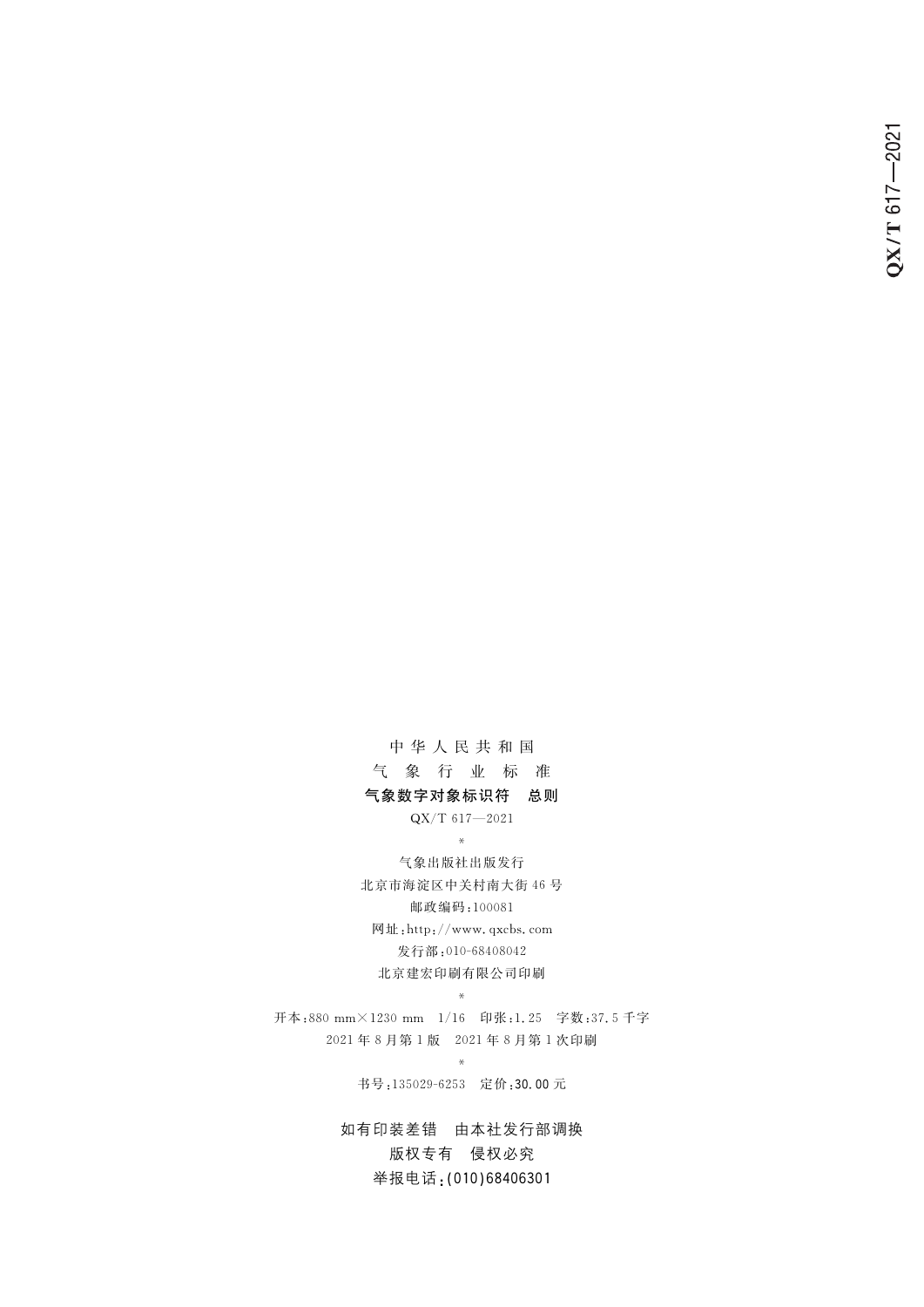QX/T 617—2021

中 华 人 民 共 和 国

气　象　行　业　标　准

**气象数字对象标识符　总则**

QX/T 617—2021

*

气象出版社出版发行

北京市海淀区中关村南大街 46 号

邮政编码：100081

网址：http://www.qxcbs.com

发行部：010-68408042

北京建宏印刷有限公司印刷

*

开本：880 mm×1230 mm　1/16　印张：1.25　字数：37.5 千字

2021 年 8 月第 1 版　2021 年 8 月第 1 次印刷

*

书号：135029-6253　定价：30.00 元

如有印装差错　由本社发行部调换

版权专有　侵权必究

举报电话：(010)68406301